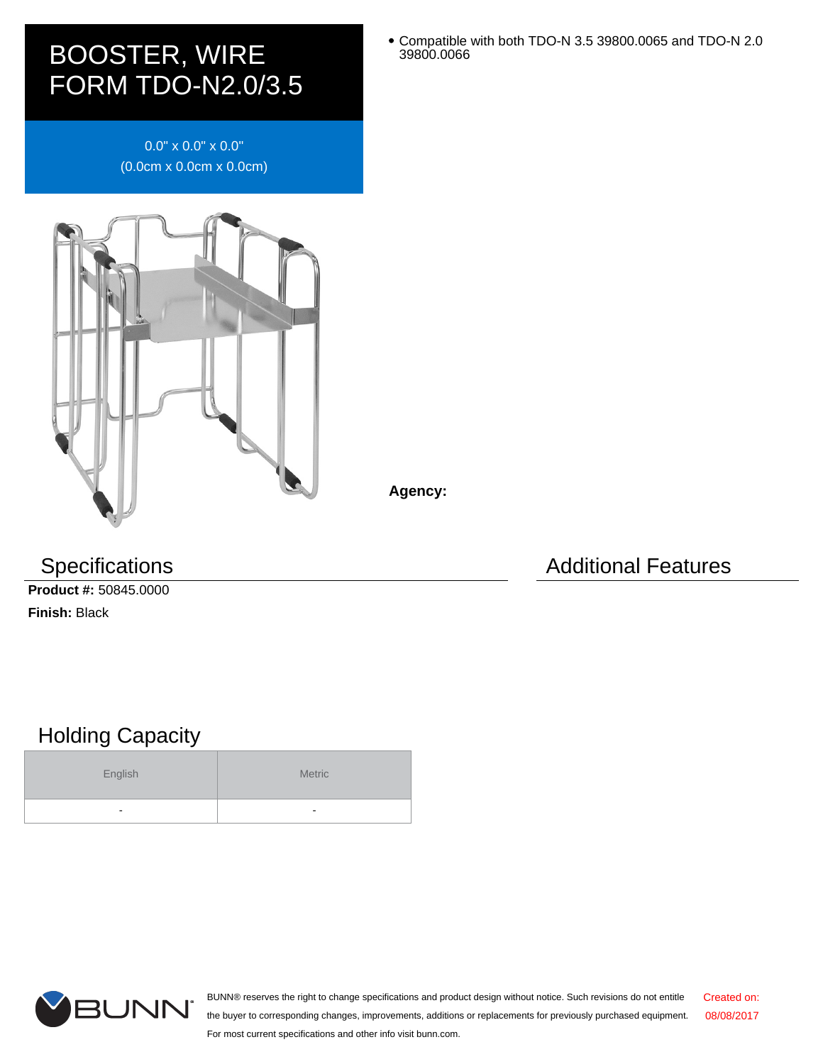# BOOSTER, WIRE FORM TDO-N2.0/3.5

0.0" x 0.0" x 0.0"
(0.0cm x 0.0cm x 0.0cm)

- Compatible with both TDO-N 3.5 39800.0065 and TDO-N 2.0 39800.0066

**Agency:**

## Specifications

**Product #:** 50845.0000

**Finish:** Black

## Additional Features

## Holding Capacity

| English | Metric |
|---|---|
| - | - |

BUNN® reserves the right to change specifications and product design without notice. Such revisions do not entitle the buyer to corresponding changes, improvements, additions or replacements for previously purchased equipment. For most current specifications and other info visit bunn.com.

Created on: 08/08/2017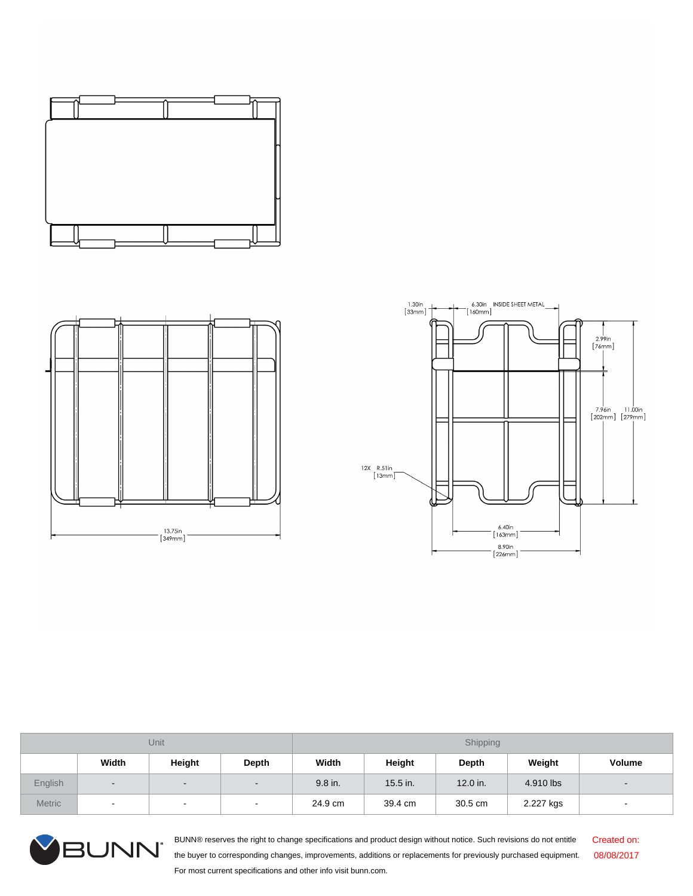1.30in
[33mm]

6.30in INSIDE SHEET METAL
[160mm]

2.99in
[76mm]

7.96in
[202mm]

11.00in
[279mm]

12X R.51in
[13mm]

6.40in
[163mm]

8.90in
[226mm]

13.75in
[349mm]

| Unit | | | | Shipping | | | | |
|---|---|---|---|---|---|---|---|---|
| | Width | Height | Depth | Width | Height | Depth | Weight | Volume |
| English | - | - | - | 9.8 in. | 15.5 in. | 12.0 in. | 4.910 lbs | - |
| Metric | - | - | - | 24.9 cm | 39.4 cm | 30.5 cm | 2.227 kgs | - |

BUNN® reserves the right to change specifications and product design without notice. Such revisions do not entitle the buyer to corresponding changes, improvements, additions or replacements for previously purchased equipment. For most current specifications and other info visit bunn.com.

Created on: 08/08/2017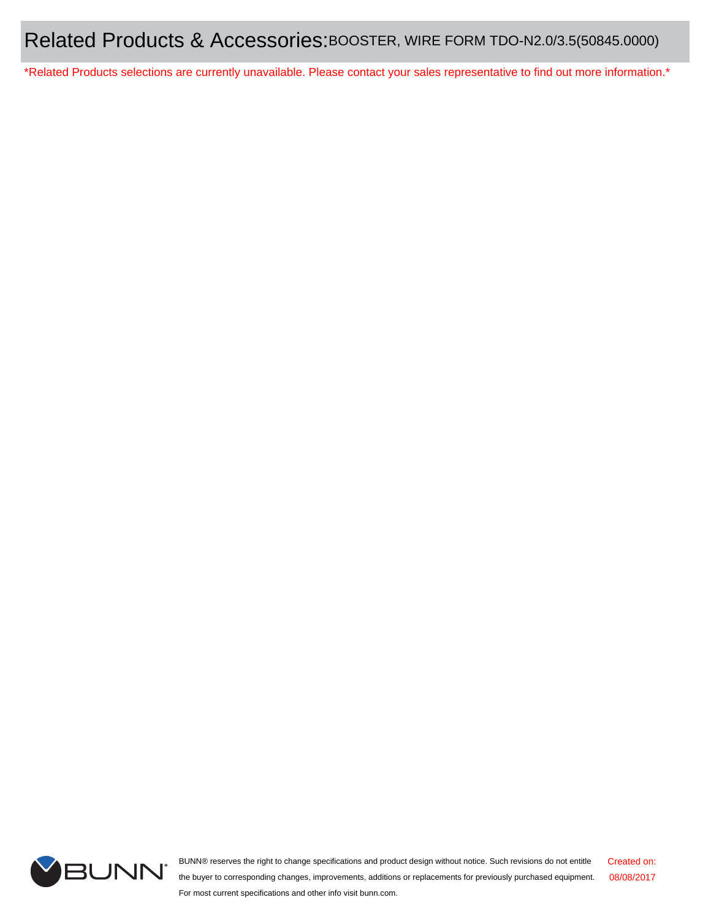# Related Products & Accessories: BOOSTER, WIRE FORM TDO-N2.0/3.5(50845.0000)

*Related Products selections are currently unavailable. Please contact your sales representative to find out more information.*

BUNN® reserves the right to change specifications and product design without notice. Such revisions do not entitle the buyer to corresponding changes, improvements, additions or replacements for previously purchased equipment. For most current specifications and other info visit bunn.com.

Created on: 08/08/2017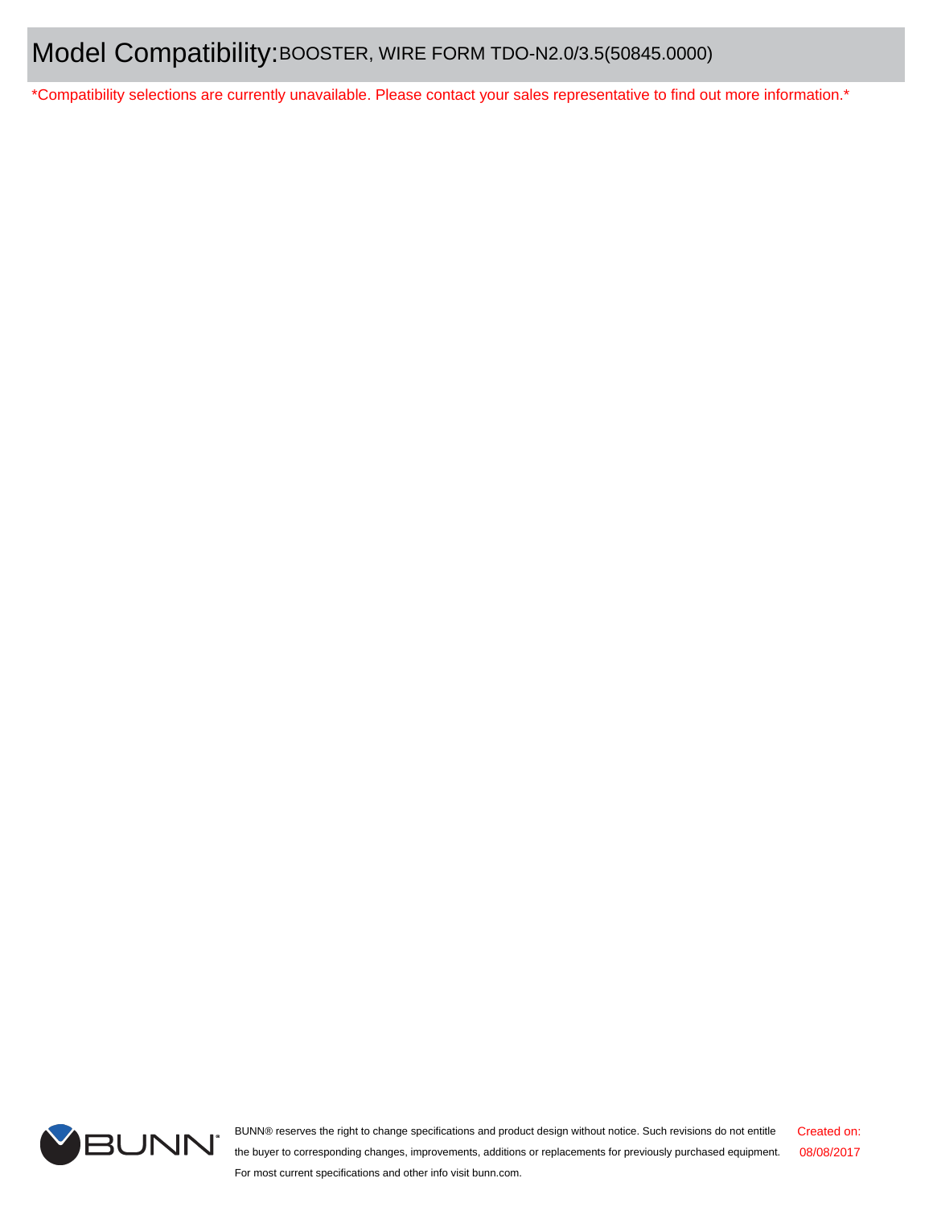# Model Compatibility: BOOSTER, WIRE FORM TDO-N2.0/3.5(50845.0000)

*Compatibility selections are currently unavailable. Please contact your sales representative to find out more information.*

BUNN® reserves the right to change specifications and product design without notice. Such revisions do not entitle the buyer to corresponding changes, improvements, additions or replacements for previously purchased equipment. For most current specifications and other info visit bunn.com.

Created on: 08/08/2017